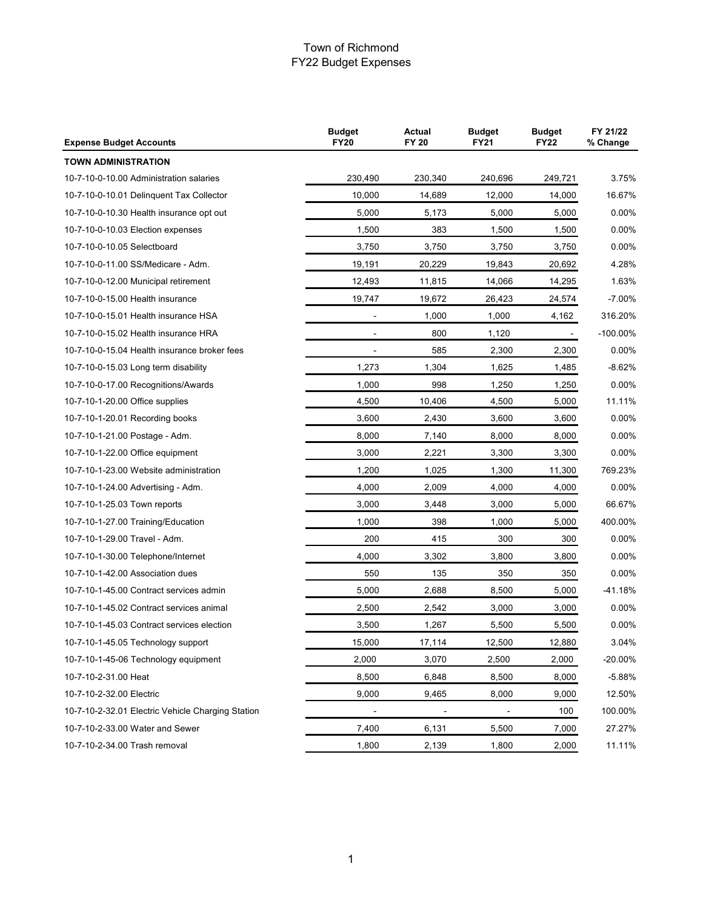# Town of Richmond
## FY22 Budget Expenses

| Expense Budget Accounts | Budget FY20 | Actual FY 20 | Budget FY21 | Budget FY22 | FY 21/22 % Change |
|---|---|---|---|---|---|
| **TOWN ADMINISTRATION** | | | | | |
| 10-7-10-0-10.00 Administration salaries | 230,490 | 230,340 | 240,696 | 249,721 | 3.75% |
| 10-7-10-0-10.01 Delinquent Tax Collector | 10,000 | 14,689 | 12,000 | 14,000 | 16.67% |
| 10-7-10-0-10.30 Health insurance opt out | 5,000 | 5,173 | 5,000 | 5,000 | 0.00% |
| 10-7-10-0-10.03 Election expenses | 1,500 | 383 | 1,500 | 1,500 | 0.00% |
| 10-7-10-0-10.05 Selectboard | 3,750 | 3,750 | 3,750 | 3,750 | 0.00% |
| 10-7-10-0-11.00 SS/Medicare - Adm. | 19,191 | 20,229 | 19,843 | 20,692 | 4.28% |
| 10-7-10-0-12.00 Municipal retirement | 12,493 | 11,815 | 14,066 | 14,295 | 1.63% |
| 10-7-10-0-15.00 Health insurance | 19,747 | 19,672 | 26,423 | 24,574 | -7.00% |
| 10-7-10-0-15.01 Health insurance HSA | - | 1,000 | 1,000 | 4,162 | 316.20% |
| 10-7-10-0-15.02 Health insurance HRA | - | 800 | 1,120 | - | -100.00% |
| 10-7-10-0-15.04 Health insurance broker fees | - | 585 | 2,300 | 2,300 | 0.00% |
| 10-7-10-0-15.03 Long term disability | 1,273 | 1,304 | 1,625 | 1,485 | -8.62% |
| 10-7-10-0-17.00 Recognitions/Awards | 1,000 | 998 | 1,250 | 1,250 | 0.00% |
| 10-7-10-1-20.00 Office supplies | 4,500 | 10,406 | 4,500 | 5,000 | 11.11% |
| 10-7-10-1-20.01 Recording books | 3,600 | 2,430 | 3,600 | 3,600 | 0.00% |
| 10-7-10-1-21.00 Postage - Adm. | 8,000 | 7,140 | 8,000 | 8,000 | 0.00% |
| 10-7-10-1-22.00 Office equipment | 3,000 | 2,221 | 3,300 | 3,300 | 0.00% |
| 10-7-10-1-23.00 Website administration | 1,200 | 1,025 | 1,300 | 11,300 | 769.23% |
| 10-7-10-1-24.00 Advertising - Adm. | 4,000 | 2,009 | 4,000 | 4,000 | 0.00% |
| 10-7-10-1-25.03 Town reports | 3,000 | 3,448 | 3,000 | 5,000 | 66.67% |
| 10-7-10-1-27.00 Training/Education | 1,000 | 398 | 1,000 | 5,000 | 400.00% |
| 10-7-10-1-29.00 Travel - Adm. | 200 | 415 | 300 | 300 | 0.00% |
| 10-7-10-1-30.00 Telephone/Internet | 4,000 | 3,302 | 3,800 | 3,800 | 0.00% |
| 10-7-10-1-42.00 Association dues | 550 | 135 | 350 | 350 | 0.00% |
| 10-7-10-1-45.00 Contract services admin | 5,000 | 2,688 | 8,500 | 5,000 | -41.18% |
| 10-7-10-1-45.02 Contract services animal | 2,500 | 2,542 | 3,000 | 3,000 | 0.00% |
| 10-7-10-1-45.03 Contract services election | 3,500 | 1,267 | 5,500 | 5,500 | 0.00% |
| 10-7-10-1-45.05 Technology support | 15,000 | 17,114 | 12,500 | 12,880 | 3.04% |
| 10-7-10-1-45-06 Technology equipment | 2,000 | 3,070 | 2,500 | 2,000 | -20.00% |
| 10-7-10-2-31.00 Heat | 8,500 | 6,848 | 8,500 | 8,000 | -5.88% |
| 10-7-10-2-32.00 Electric | 9,000 | 9,465 | 8,000 | 9,000 | 12.50% |
| 10-7-10-2-32.01 Electric Vehicle Charging Station | - | - | - | 100 | 100.00% |
| 10-7-10-2-33.00 Water and Sewer | 7,400 | 6,131 | 5,500 | 7,000 | 27.27% |
| 10-7-10-2-34.00 Trash removal | 1,800 | 2,139 | 1,800 | 2,000 | 11.11% |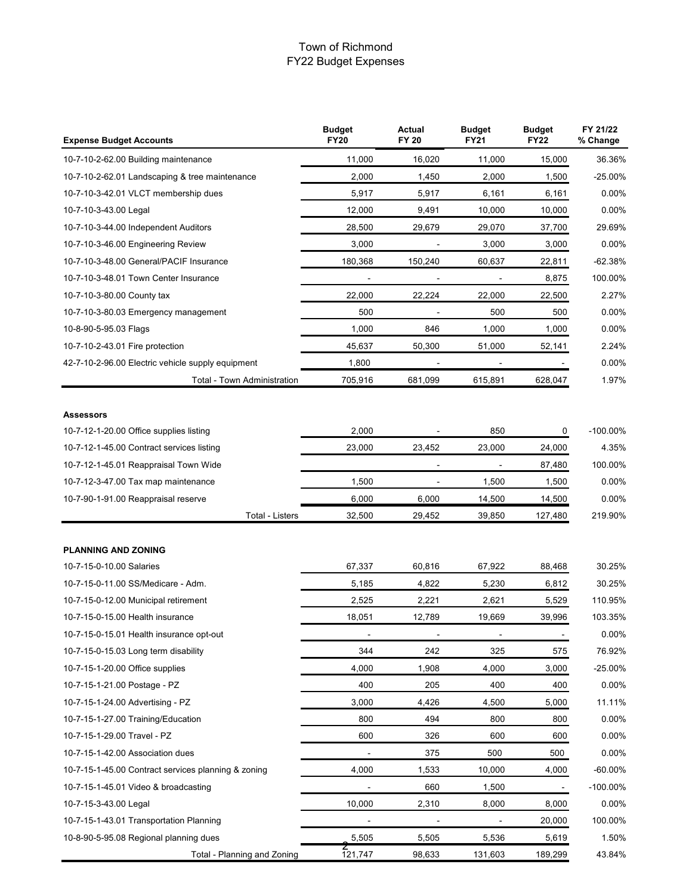# Town of Richmond
## FY22 Budget Expenses

| Expense Budget Accounts | Budget FY20 | Actual FY 20 | Budget FY21 | Budget FY22 | FY 21/22 % Change |
|---|---|---|---|---|---|
| 10-7-10-2-62.00 Building maintenance | 11,000 | 16,020 | 11,000 | 15,000 | 36.36% |
| 10-7-10-2-62.01 Landscaping & tree maintenance | 2,000 | 1,450 | 2,000 | 1,500 | -25.00% |
| 10-7-10-3-42.01 VLCT membership dues | 5,917 | 5,917 | 6,161 | 6,161 | 0.00% |
| 10-7-10-3-43.00 Legal | 12,000 | 9,491 | 10,000 | 10,000 | 0.00% |
| 10-7-10-3-44.00 Independent Auditors | 28,500 | 29,679 | 29,070 | 37,700 | 29.69% |
| 10-7-10-3-46.00 Engineering Review | 3,000 | - | 3,000 | 3,000 | 0.00% |
| 10-7-10-3-48.00 General/PACIF Insurance | 180,368 | 150,240 | 60,637 | 22,811 | -62.38% |
| 10-7-10-3-48.01 Town Center Insurance | - | - | - | 8,875 | 100.00% |
| 10-7-10-3-80.00 County tax | 22,000 | 22,224 | 22,000 | 22,500 | 2.27% |
| 10-7-10-3-80.03 Emergency management | 500 | - | 500 | 500 | 0.00% |
| 10-8-90-5-95.03 Flags | 1,000 | 846 | 1,000 | 1,000 | 0.00% |
| 10-7-10-2-43.01 Fire protection | 45,637 | 50,300 | 51,000 | 52,141 | 2.24% |
| 42-7-10-2-96.00 Electric vehicle supply equipment | 1,800 | - | - | - | 0.00% |
| Total - Town Administration | 705,916 | 681,099 | 615,891 | 628,047 | 1.97% |

**Assessors**

| Expense Budget Accounts | Budget FY20 | Actual FY 20 | Budget FY21 | Budget FY22 | FY 21/22 % Change |
|---|---|---|---|---|---|
| 10-7-12-1-20.00 Office supplies listing | 2,000 | - | 850 | 0 | -100.00% |
| 10-7-12-1-45.00 Contract services listing | 23,000 | 23,452 | 23,000 | 24,000 | 4.35% |
| 10-7-12-1-45.01 Reappraisal Town Wide | | - | - | 87,480 | 100.00% |
| 10-7-12-3-47.00 Tax map maintenance | 1,500 | - | 1,500 | 1,500 | 0.00% |
| 10-7-90-1-91.00 Reappraisal reserve | 6,000 | 6,000 | 14,500 | 14,500 | 0.00% |
| Total - Listers | 32,500 | 29,452 | 39,850 | 127,480 | 219.90% |

**PLANNING AND ZONING**

| Expense Budget Accounts | Budget FY20 | Actual FY 20 | Budget FY21 | Budget FY22 | FY 21/22 % Change |
|---|---|---|---|---|---|
| 10-7-15-0-10.00 Salaries | 67,337 | 60,816 | 67,922 | 88,468 | 30.25% |
| 10-7-15-0-11.00 SS/Medicare - Adm. | 5,185 | 4,822 | 5,230 | 6,812 | 30.25% |
| 10-7-15-0-12.00 Municipal retirement | 2,525 | 2,221 | 2,621 | 5,529 | 110.95% |
| 10-7-15-0-15.00 Health insurance | 18,051 | 12,789 | 19,669 | 39,996 | 103.35% |
| 10-7-15-0-15.01 Health insurance opt-out | - | - | - | - | 0.00% |
| 10-7-15-0-15.03 Long term disability | 344 | 242 | 325 | 575 | 76.92% |
| 10-7-15-1-20.00 Office supplies | 4,000 | 1,908 | 4,000 | 3,000 | -25.00% |
| 10-7-15-1-21.00 Postage - PZ | 400 | 205 | 400 | 400 | 0.00% |
| 10-7-15-1-24.00 Advertising - PZ | 3,000 | 4,426 | 4,500 | 5,000 | 11.11% |
| 10-7-15-1-27.00 Training/Education | 800 | 494 | 800 | 800 | 0.00% |
| 10-7-15-1-29.00 Travel - PZ | 600 | 326 | 600 | 600 | 0.00% |
| 10-7-15-1-42.00 Association dues | - | 375 | 500 | 500 | 0.00% |
| 10-7-15-1-45.00 Contract services planning & zoning | 4,000 | 1,533 | 10,000 | 4,000 | -60.00% |
| 10-7-15-1-45.01 Video & broadcasting | - | 660 | 1,500 | - | -100.00% |
| 10-7-15-3-43.00 Legal | 10,000 | 2,310 | 8,000 | 8,000 | 0.00% |
| 10-7-15-1-43.01 Transportation Planning | - | - | - | 20,000 | 100.00% |
| 10-8-90-5-95.08 Regional planning dues | 5,505 | 5,505 | 5,536 | 5,619 | 1.50% |
| Total - Planning and Zoning | 121,747 | 98,633 | 131,603 | 189,299 | 43.84% |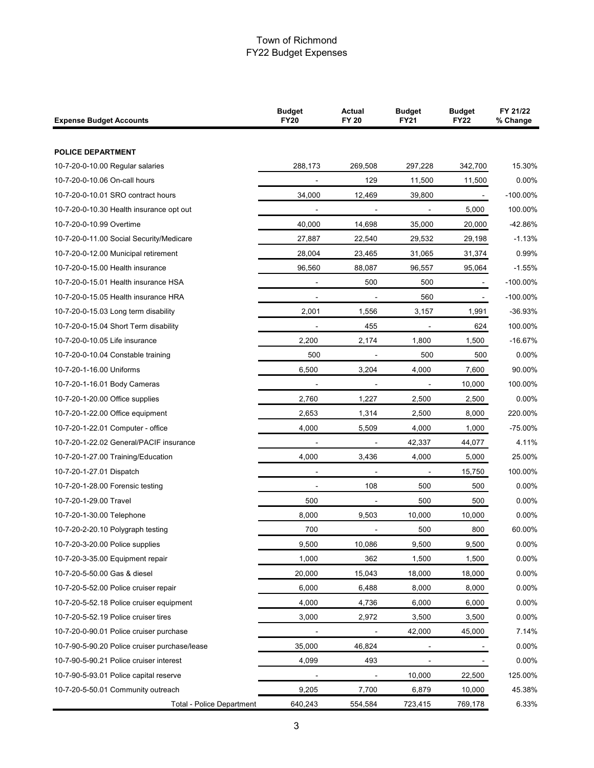# Town of Richmond
## FY22 Budget Expenses

| Expense Budget Accounts | Budget FY20 | Actual FY 20 | Budget FY21 | Budget FY22 | FY 21/22 % Change |
|---|---|---|---|---|---|
| **POLICE DEPARTMENT** | | | | | |
| 10-7-20-0-10.00 Regular salaries | 288,173 | 269,508 | 297,228 | 342,700 | 15.30% |
| 10-7-20-0-10.06 On-call hours | - | 129 | 11,500 | 11,500 | 0.00% |
| 10-7-20-0-10.01 SRO contract hours | 34,000 | 12,469 | 39,800 | - | -100.00% |
| 10-7-20-0-10.30 Health insurance opt out | - | - | - | 5,000 | 100.00% |
| 10-7-20-0-10.99 Overtime | 40,000 | 14,698 | 35,000 | 20,000 | -42.86% |
| 10-7-20-0-11.00 Social Security/Medicare | 27,887 | 22,540 | 29,532 | 29,198 | -1.13% |
| 10-7-20-0-12.00 Municipal retirement | 28,004 | 23,465 | 31,065 | 31,374 | 0.99% |
| 10-7-20-0-15.00 Health insurance | 96,560 | 88,087 | 96,557 | 95,064 | -1.55% |
| 10-7-20-0-15.01 Health insurance HSA | - | 500 | 500 | - | -100.00% |
| 10-7-20-0-15.05 Health insurance HRA | - | - | 560 | - | -100.00% |
| 10-7-20-0-15.03 Long term disability | 2,001 | 1,556 | 3,157 | 1,991 | -36.93% |
| 10-7-20-0-15.04 Short Term disability | - | 455 | - | 624 | 100.00% |
| 10-7-20-0-10.05 Life insurance | 2,200 | 2,174 | 1,800 | 1,500 | -16.67% |
| 10-7-20-0-10.04 Constable training | 500 | - | 500 | 500 | 0.00% |
| 10-7-20-1-16.00 Uniforms | 6,500 | 3,204 | 4,000 | 7,600 | 90.00% |
| 10-7-20-1-16.01 Body Cameras | - | - | - | 10,000 | 100.00% |
| 10-7-20-1-20.00 Office supplies | 2,760 | 1,227 | 2,500 | 2,500 | 0.00% |
| 10-7-20-1-22.00 Office equipment | 2,653 | 1,314 | 2,500 | 8,000 | 220.00% |
| 10-7-20-1-22.01 Computer - office | 4,000 | 5,509 | 4,000 | 1,000 | -75.00% |
| 10-7-20-1-22.02 General/PACIF insurance | - | - | 42,337 | 44,077 | 4.11% |
| 10-7-20-1-27.00 Training/Education | 4,000 | 3,436 | 4,000 | 5,000 | 25.00% |
| 10-7-20-1-27.01 Dispatch | - | - | - | 15,750 | 100.00% |
| 10-7-20-1-28.00 Forensic testing | - | 108 | 500 | 500 | 0.00% |
| 10-7-20-1-29.00 Travel | 500 | - | 500 | 500 | 0.00% |
| 10-7-20-1-30.00 Telephone | 8,000 | 9,503 | 10,000 | 10,000 | 0.00% |
| 10-7-20-2-20.10 Polygraph testing | 700 | - | 500 | 800 | 60.00% |
| 10-7-20-3-20.00 Police supplies | 9,500 | 10,086 | 9,500 | 9,500 | 0.00% |
| 10-7-20-3-35.00 Equipment repair | 1,000 | 362 | 1,500 | 1,500 | 0.00% |
| 10-7-20-5-50.00 Gas & diesel | 20,000 | 15,043 | 18,000 | 18,000 | 0.00% |
| 10-7-20-5-52.00 Police cruiser repair | 6,000 | 6,488 | 8,000 | 8,000 | 0.00% |
| 10-7-20-5-52.18 Police cruiser equipment | 4,000 | 4,736 | 6,000 | 6,000 | 0.00% |
| 10-7-20-5-52.19 Police cruiser tires | 3,000 | 2,972 | 3,500 | 3,500 | 0.00% |
| 10-7-20-0-90.01 Police cruiser purchase | - | - | 42,000 | 45,000 | 7.14% |
| 10-7-90-5-90.20 Police cruiser purchase/lease | 35,000 | 46,824 | - | - | 0.00% |
| 10-7-90-5-90.21 Police cruiser interest | 4,099 | 493 | - | - | 0.00% |
| 10-7-90-5-93.01 Police capital reserve | - | - | 10,000 | 22,500 | 125.00% |
| 10-7-20-5-50.01 Community outreach | 9,205 | 7,700 | 6,879 | 10,000 | 45.38% |
| Total - Police Department | 640,243 | 554,584 | 723,415 | 769,178 | 6.33% |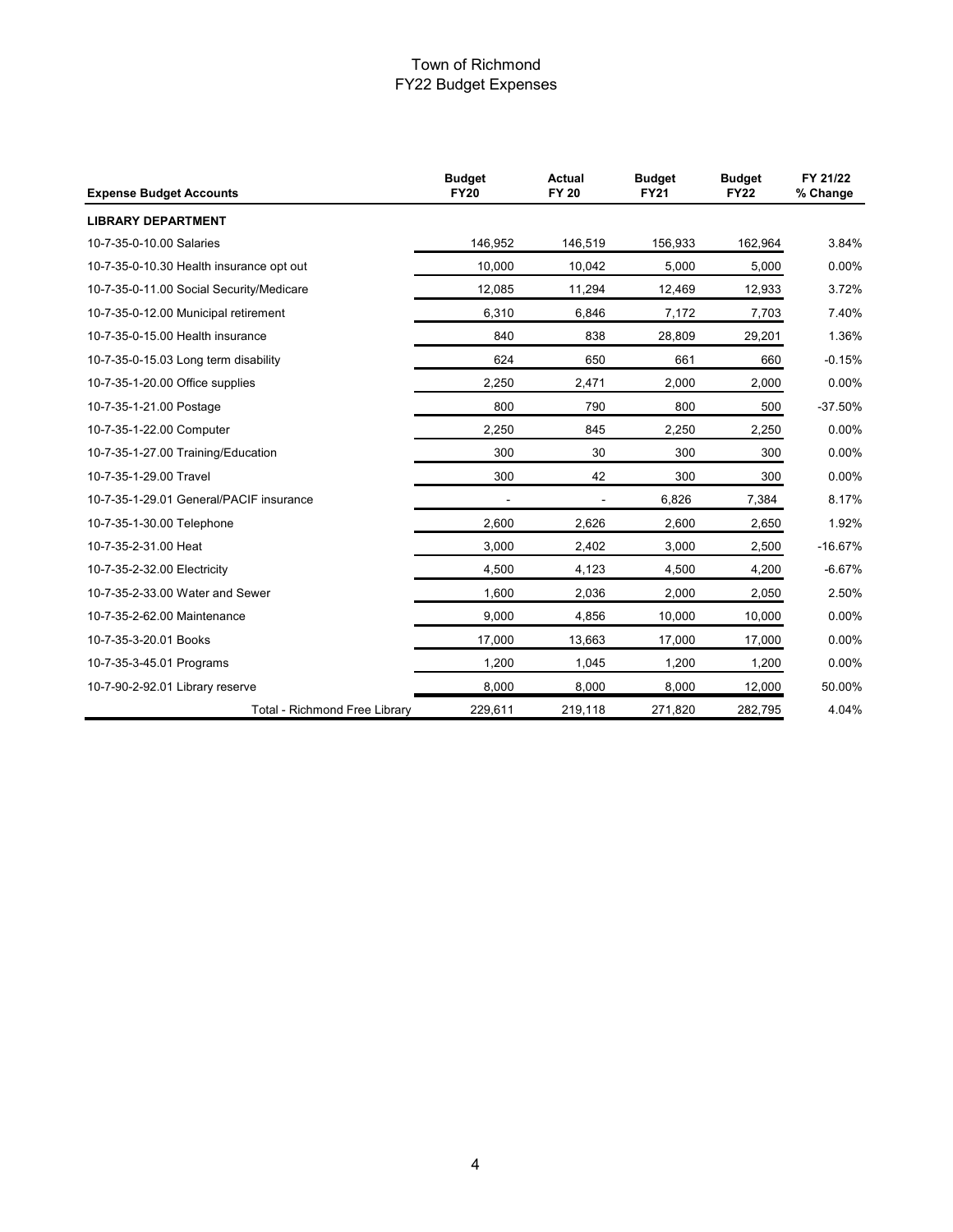# Town of Richmond
## FY22 Budget Expenses

| Expense Budget Accounts | Budget FY20 | Actual FY 20 | Budget FY21 | Budget FY22 | FY 21/22 % Change |
|---|---|---|---|---|---|
| **LIBRARY DEPARTMENT** | | | | | |
| 10-7-35-0-10.00 Salaries | 146,952 | 146,519 | 156,933 | 162,964 | 3.84% |
| 10-7-35-0-10.30 Health insurance opt out | 10,000 | 10,042 | 5,000 | 5,000 | 0.00% |
| 10-7-35-0-11.00 Social Security/Medicare | 12,085 | 11,294 | 12,469 | 12,933 | 3.72% |
| 10-7-35-0-12.00 Municipal retirement | 6,310 | 6,846 | 7,172 | 7,703 | 7.40% |
| 10-7-35-0-15.00 Health insurance | 840 | 838 | 28,809 | 29,201 | 1.36% |
| 10-7-35-0-15.03 Long term disability | 624 | 650 | 661 | 660 | -0.15% |
| 10-7-35-1-20.00 Office supplies | 2,250 | 2,471 | 2,000 | 2,000 | 0.00% |
| 10-7-35-1-21.00 Postage | 800 | 790 | 800 | 500 | -37.50% |
| 10-7-35-1-22.00 Computer | 2,250 | 845 | 2,250 | 2,250 | 0.00% |
| 10-7-35-1-27.00 Training/Education | 300 | 30 | 300 | 300 | 0.00% |
| 10-7-35-1-29.00 Travel | 300 | 42 | 300 | 300 | 0.00% |
| 10-7-35-1-29.01 General/PACIF insurance | - | - | 6,826 | 7,384 | 8.17% |
| 10-7-35-1-30.00 Telephone | 2,600 | 2,626 | 2,600 | 2,650 | 1.92% |
| 10-7-35-2-31.00 Heat | 3,000 | 2,402 | 3,000 | 2,500 | -16.67% |
| 10-7-35-2-32.00 Electricity | 4,500 | 4,123 | 4,500 | 4,200 | -6.67% |
| 10-7-35-2-33.00 Water and Sewer | 1,600 | 2,036 | 2,000 | 2,050 | 2.50% |
| 10-7-35-2-62.00 Maintenance | 9,000 | 4,856 | 10,000 | 10,000 | 0.00% |
| 10-7-35-3-20.01 Books | 17,000 | 13,663 | 17,000 | 17,000 | 0.00% |
| 10-7-35-3-45.01 Programs | 1,200 | 1,045 | 1,200 | 1,200 | 0.00% |
| 10-7-90-2-92.01 Library reserve | 8,000 | 8,000 | 8,000 | 12,000 | 50.00% |
| Total - Richmond Free Library | 229,611 | 219,118 | 271,820 | 282,795 | 4.04% |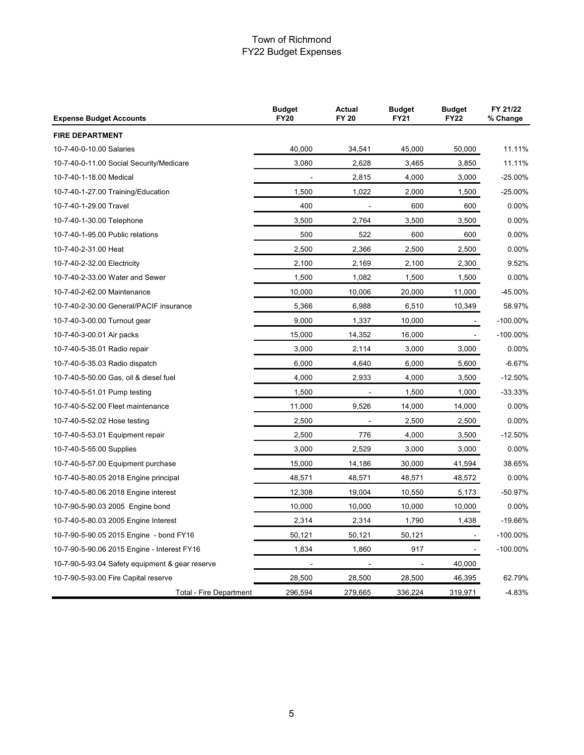# Town of Richmond
## FY22 Budget Expenses

| Expense Budget Accounts | Budget FY20 | Actual FY 20 | Budget FY21 | Budget FY22 | FY 21/22 % Change |
|---|---|---|---|---|---|
| **FIRE DEPARTMENT** | | | | | |
| 10-7-40-0-10.00 Salaries | 40,000 | 34,541 | 45,000 | 50,000 | 11.11% |
| 10-7-40-0-11.00 Social Security/Medicare | 3,080 | 2,628 | 3,465 | 3,850 | 11.11% |
| 10-7-40-1-18.00 Medical | - | 2,815 | 4,000 | 3,000 | -25.00% |
| 10-7-40-1-27.00 Training/Education | 1,500 | 1,022 | 2,000 | 1,500 | -25.00% |
| 10-7-40-1-29.00 Travel | 400 | - | 600 | 600 | 0.00% |
| 10-7-40-1-30.00 Telephone | 3,500 | 2,764 | 3,500 | 3,500 | 0.00% |
| 10-7-40-1-95.00 Public relations | 500 | 522 | 600 | 600 | 0.00% |
| 10-7-40-2-31.00 Heat | 2,500 | 2,366 | 2,500 | 2,500 | 0.00% |
| 10-7-40-2-32.00 Electricity | 2,100 | 2,169 | 2,100 | 2,300 | 9.52% |
| 10-7-40-2-33.00 Water and Sewer | 1,500 | 1,082 | 1,500 | 1,500 | 0.00% |
| 10-7-40-2-62.00 Maintenance | 10,000 | 10,006 | 20,000 | 11,000 | -45.00% |
| 10-7-40-2-30.00 General/PACIF insurance | 5,366 | 6,988 | 6,510 | 10,349 | 58.97% |
| 10-7-40-3-00.00 Turnout gear | 9,000 | 1,337 | 10,000 | - | -100.00% |
| 10-7-40-3-00.01 Air packs | 15,000 | 14,352 | 16,000 | - | -100.00% |
| 10-7-40-5-35.01 Radio repair | 3,000 | 2,114 | 3,000 | 3,000 | 0.00% |
| 10-7-40-5-35.03 Radio dispatch | 6,000 | 4,640 | 6,000 | 5,600 | -6.67% |
| 10-7-40-5-50.00 Gas, oil & diesel fuel | 4,000 | 2,933 | 4,000 | 3,500 | -12.50% |
| 10-7-40-5-51.01 Pump testing | 1,500 | - | 1,500 | 1,000 | -33.33% |
| 10-7-40-5-52.00 Fleet maintenance | 11,000 | 9,526 | 14,000 | 14,000 | 0.00% |
| 10-7-40-5-52.02 Hose testing | 2,500 | - | 2,500 | 2,500 | 0.00% |
| 10-7-40-5-53.01 Equipment repair | 2,500 | 776 | 4,000 | 3,500 | -12.50% |
| 10-7-40-5-55.00 Supplies | 3,000 | 2,529 | 3,000 | 3,000 | 0.00% |
| 10-7-40-5-57.00 Equipment purchase | 15,000 | 14,186 | 30,000 | 41,594 | 38.65% |
| 10-7-40-5-80.05 2018 Engine principal | 48,571 | 48,571 | 48,571 | 48,572 | 0.00% |
| 10-7-40-5-80.06 2018 Engine interest | 12,308 | 19,004 | 10,550 | 5,173 | -50.97% |
| 10-7-90-5-90.03 2005 Engine bond | 10,000 | 10,000 | 10,000 | 10,000 | 0.00% |
| 10-7-40-5-80.03 2005 Engine Interest | 2,314 | 2,314 | 1,790 | 1,438 | -19.66% |
| 10-7-90-5-90.05 2015 Engine - bond FY16 | 50,121 | 50,121 | 50,121 | - | -100.00% |
| 10-7-90-5-90.06 2015 Engine - Interest FY16 | 1,834 | 1,860 | 917 | - | -100.00% |
| 10-7-90-5-93.04 Safety equipment & gear reserve | - | - | - | 40,000 | |
| 10-7-90-5-93.00 Fire Capital reserve | 28,500 | 28,500 | 28,500 | 46,395 | 62.79% |
| Total - Fire Department | 296,594 | 279,665 | 336,224 | 319,971 | -4.83% |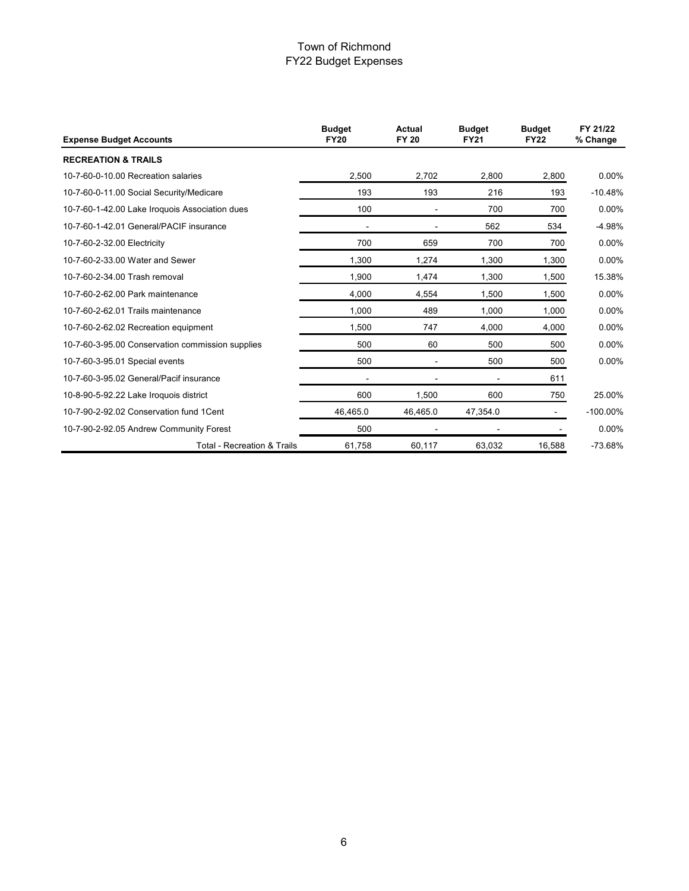# Town of Richmond
## FY22 Budget Expenses

| Expense Budget Accounts | Budget FY20 | Actual FY 20 | Budget FY21 | Budget FY22 | FY 21/22 % Change |
|---|---|---|---|---|---|
| **RECREATION & TRAILS** | | | | | |
| 10-7-60-0-10.00 Recreation salaries | 2,500 | 2,702 | 2,800 | 2,800 | 0.00% |
| 10-7-60-0-11.00 Social Security/Medicare | 193 | 193 | 216 | 193 | -10.48% |
| 10-7-60-1-42.00 Lake Iroquois Association dues | 100 | - | 700 | 700 | 0.00% |
| 10-7-60-1-42.01 General/PACIF insurance | - | - | 562 | 534 | -4.98% |
| 10-7-60-2-32.00 Electricity | 700 | 659 | 700 | 700 | 0.00% |
| 10-7-60-2-33.00 Water and Sewer | 1,300 | 1,274 | 1,300 | 1,300 | 0.00% |
| 10-7-60-2-34.00 Trash removal | 1,900 | 1,474 | 1,300 | 1,500 | 15.38% |
| 10-7-60-2-62.00 Park maintenance | 4,000 | 4,554 | 1,500 | 1,500 | 0.00% |
| 10-7-60-2-62.01 Trails maintenance | 1,000 | 489 | 1,000 | 1,000 | 0.00% |
| 10-7-60-2-62.02 Recreation equipment | 1,500 | 747 | 4,000 | 4,000 | 0.00% |
| 10-7-60-3-95.00 Conservation commission supplies | 500 | 60 | 500 | 500 | 0.00% |
| 10-7-60-3-95.01 Special events | 500 | - | 500 | 500 | 0.00% |
| 10-7-60-3-95.02 General/Pacif insurance | - | - | - | 611 | |
| 10-8-90-5-92.22 Lake Iroquois district | 600 | 1,500 | 600 | 750 | 25.00% |
| 10-7-90-2-92.02 Conservation fund 1Cent | 46,465.0 | 46,465.0 | 47,354.0 | - | -100.00% |
| 10-7-90-2-92.05 Andrew Community Forest | 500 | - | - | - | 0.00% |
| Total - Recreation & Trails | 61,758 | 60,117 | 63,032 | 16,588 | -73.68% |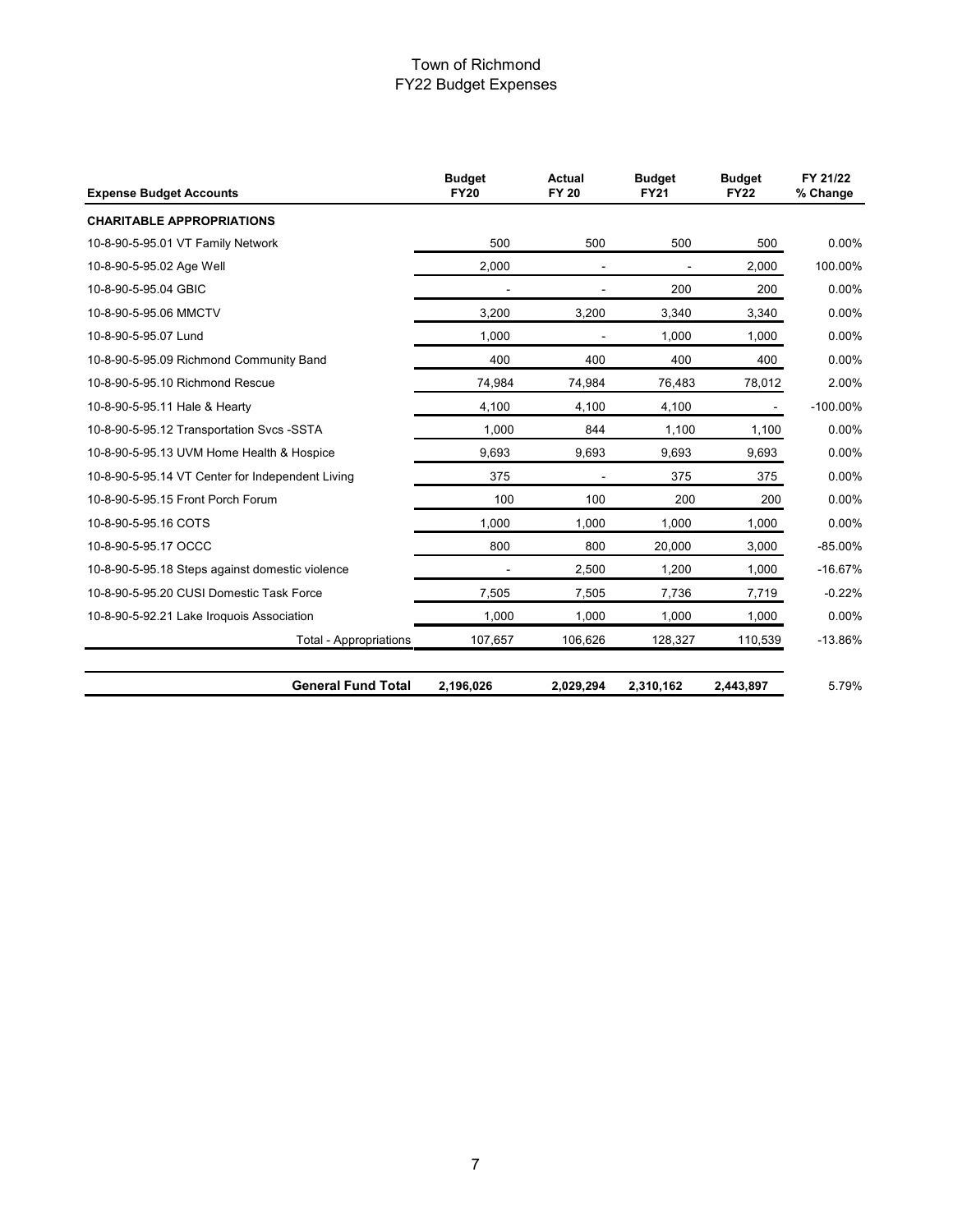# Town of Richmond
## FY22 Budget Expenses

| Expense Budget Accounts | Budget FY20 | Actual FY 20 | Budget FY21 | Budget FY22 | FY 21/22 % Change |
|---|---|---|---|---|---|
| **CHARITABLE APPROPRIATIONS** | | | | | |
| 10-8-90-5-95.01 VT Family Network | 500 | 500 | 500 | 500 | 0.00% |
| 10-8-90-5-95.02 Age Well | 2,000 | - | - | 2,000 | 100.00% |
| 10-8-90-5-95.04 GBIC | - | - | 200 | 200 | 0.00% |
| 10-8-90-5-95.06 MMCTV | 3,200 | 3,200 | 3,340 | 3,340 | 0.00% |
| 10-8-90-5-95.07 Lund | 1,000 | - | 1,000 | 1,000 | 0.00% |
| 10-8-90-5-95.09 Richmond Community Band | 400 | 400 | 400 | 400 | 0.00% |
| 10-8-90-5-95.10 Richmond Rescue | 74,984 | 74,984 | 76,483 | 78,012 | 2.00% |
| 10-8-90-5-95.11 Hale & Hearty | 4,100 | 4,100 | 4,100 | - | -100.00% |
| 10-8-90-5-95.12 Transportation Svcs -SSTA | 1,000 | 844 | 1,100 | 1,100 | 0.00% |
| 10-8-90-5-95.13 UVM Home Health & Hospice | 9,693 | 9,693 | 9,693 | 9,693 | 0.00% |
| 10-8-90-5-95.14 VT Center for Independent Living | 375 | - | 375 | 375 | 0.00% |
| 10-8-90-5-95.15 Front Porch Forum | 100 | 100 | 200 | 200 | 0.00% |
| 10-8-90-5-95.16 COTS | 1,000 | 1,000 | 1,000 | 1,000 | 0.00% |
| 10-8-90-5-95.17 OCCC | 800 | 800 | 20,000 | 3,000 | -85.00% |
| 10-8-90-5-95.18 Steps against domestic violence | - | 2,500 | 1,200 | 1,000 | -16.67% |
| 10-8-90-5-95.20 CUSI Domestic Task Force | 7,505 | 7,505 | 7,736 | 7,719 | -0.22% |
| 10-8-90-5-92.21 Lake Iroquois Association | 1,000 | 1,000 | 1,000 | 1,000 | 0.00% |
| Total - Appropriations | 107,657 | 106,626 | 128,327 | 110,539 | -13.86% |
| **General Fund Total** | **2,196,026** | **2,029,294** | **2,310,162** | **2,443,897** | 5.79% |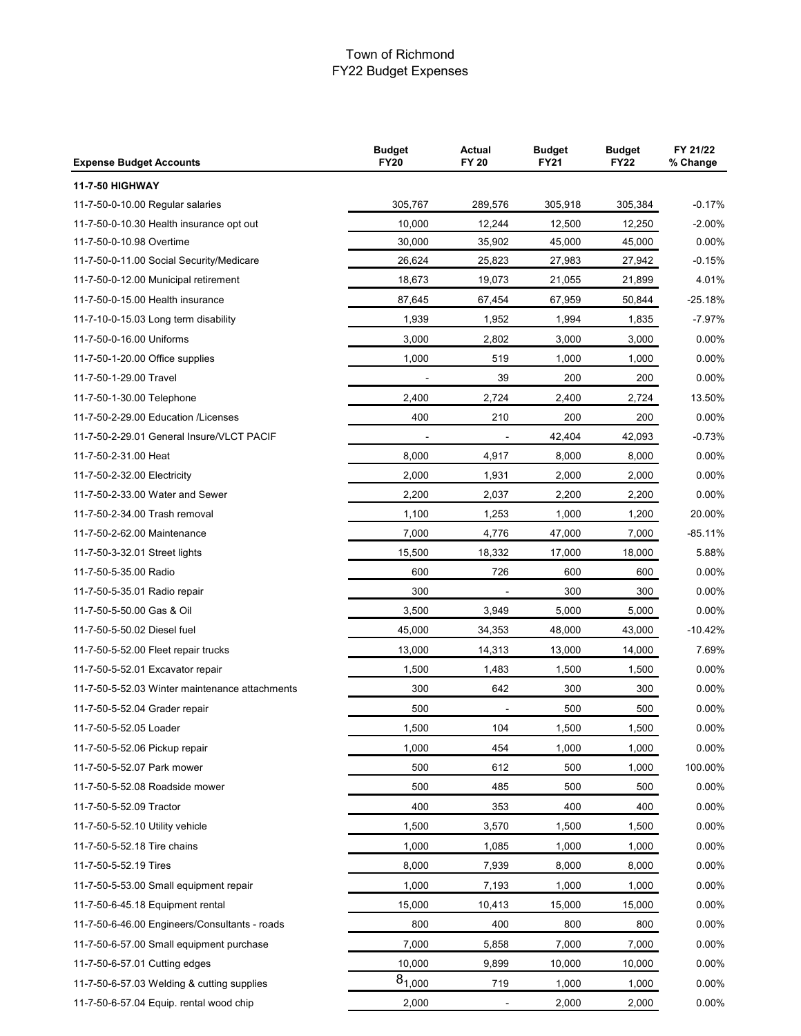# Town of Richmond
## FY22 Budget Expenses

| Expense Budget Accounts | Budget FY20 | Actual FY 20 | Budget FY21 | Budget FY22 | FY 21/22 % Change |
|---|---|---|---|---|---|
| **11-7-50 HIGHWAY** | | | | | |
| 11-7-50-0-10.00 Regular salaries | 305,767 | 289,576 | 305,918 | 305,384 | -0.17% |
| 11-7-50-0-10.30 Health insurance opt out | 10,000 | 12,244 | 12,500 | 12,250 | -2.00% |
| 11-7-50-0-10.98 Overtime | 30,000 | 35,902 | 45,000 | 45,000 | 0.00% |
| 11-7-50-0-11.00 Social Security/Medicare | 26,624 | 25,823 | 27,983 | 27,942 | -0.15% |
| 11-7-50-0-12.00 Municipal retirement | 18,673 | 19,073 | 21,055 | 21,899 | 4.01% |
| 11-7-50-0-15.00 Health insurance | 87,645 | 67,454 | 67,959 | 50,844 | -25.18% |
| 11-7-10-0-15.03 Long term disability | 1,939 | 1,952 | 1,994 | 1,835 | -7.97% |
| 11-7-50-0-16.00 Uniforms | 3,000 | 2,802 | 3,000 | 3,000 | 0.00% |
| 11-7-50-1-20.00 Office supplies | 1,000 | 519 | 1,000 | 1,000 | 0.00% |
| 11-7-50-1-29.00 Travel | - | 39 | 200 | 200 | 0.00% |
| 11-7-50-1-30.00 Telephone | 2,400 | 2,724 | 2,400 | 2,724 | 13.50% |
| 11-7-50-2-29.00 Education /Licenses | 400 | 210 | 200 | 200 | 0.00% |
| 11-7-50-2-29.01 General Insure/VLCT PACIF | - | - | 42,404 | 42,093 | -0.73% |
| 11-7-50-2-31.00 Heat | 8,000 | 4,917 | 8,000 | 8,000 | 0.00% |
| 11-7-50-2-32.00 Electricity | 2,000 | 1,931 | 2,000 | 2,000 | 0.00% |
| 11-7-50-2-33.00 Water and Sewer | 2,200 | 2,037 | 2,200 | 2,200 | 0.00% |
| 11-7-50-2-34.00 Trash removal | 1,100 | 1,253 | 1,000 | 1,200 | 20.00% |
| 11-7-50-2-62.00 Maintenance | 7,000 | 4,776 | 47,000 | 7,000 | -85.11% |
| 11-7-50-3-32.01 Street lights | 15,500 | 18,332 | 17,000 | 18,000 | 5.88% |
| 11-7-50-5-35.00 Radio | 600 | 726 | 600 | 600 | 0.00% |
| 11-7-50-5-35.01 Radio repair | 300 | - | 300 | 300 | 0.00% |
| 11-7-50-5-50.00 Gas & Oil | 3,500 | 3,949 | 5,000 | 5,000 | 0.00% |
| 11-7-50-5-50.02 Diesel fuel | 45,000 | 34,353 | 48,000 | 43,000 | -10.42% |
| 11-7-50-5-52.00 Fleet repair trucks | 13,000 | 14,313 | 13,000 | 14,000 | 7.69% |
| 11-7-50-5-52.01 Excavator repair | 1,500 | 1,483 | 1,500 | 1,500 | 0.00% |
| 11-7-50-5-52.03 Winter maintenance attachments | 300 | 642 | 300 | 300 | 0.00% |
| 11-7-50-5-52.04 Grader repair | 500 | - | 500 | 500 | 0.00% |
| 11-7-50-5-52.05 Loader | 1,500 | 104 | 1,500 | 1,500 | 0.00% |
| 11-7-50-5-52.06 Pickup repair | 1,000 | 454 | 1,000 | 1,000 | 0.00% |
| 11-7-50-5-52.07 Park mower | 500 | 612 | 500 | 1,000 | 100.00% |
| 11-7-50-5-52.08 Roadside mower | 500 | 485 | 500 | 500 | 0.00% |
| 11-7-50-5-52.09 Tractor | 400 | 353 | 400 | 400 | 0.00% |
| 11-7-50-5-52.10 Utility vehicle | 1,500 | 3,570 | 1,500 | 1,500 | 0.00% |
| 11-7-50-5-52.18 Tire chains | 1,000 | 1,085 | 1,000 | 1,000 | 0.00% |
| 11-7-50-5-52.19 Tires | 8,000 | 7,939 | 8,000 | 8,000 | 0.00% |
| 11-7-50-5-53.00 Small equipment repair | 1,000 | 7,193 | 1,000 | 1,000 | 0.00% |
| 11-7-50-6-45.18 Equipment rental | 15,000 | 10,413 | 15,000 | 15,000 | 0.00% |
| 11-7-50-6-46.00 Engineers/Consultants - roads | 800 | 400 | 800 | 800 | 0.00% |
| 11-7-50-6-57.00 Small equipment purchase | 7,000 | 5,858 | 7,000 | 7,000 | 0.00% |
| 11-7-50-6-57.01 Cutting edges | 10,000 | 9,899 | 10,000 | 10,000 | 0.00% |
| 11-7-50-6-57.03 Welding & cutting supplies | 1,000 | 719 | 1,000 | 1,000 | 0.00% |
| 11-7-50-6-57.04 Equip. rental wood chip | 2,000 | - | 2,000 | 2,000 | 0.00% |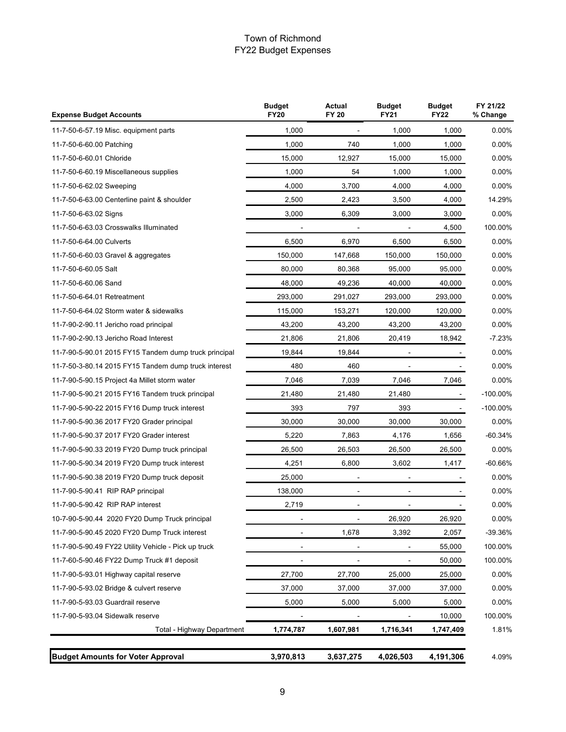# Town of Richmond
## FY22 Budget Expenses

| Expense Budget Accounts | Budget FY20 | Actual FY 20 | Budget FY21 | Budget FY22 | FY 21/22 % Change |
|---|---|---|---|---|---|
| 11-7-50-6-57.19 Misc. equipment parts | 1,000 | - | 1,000 | 1,000 | 0.00% |
| 11-7-50-6-60.00 Patching | 1,000 | 740 | 1,000 | 1,000 | 0.00% |
| 11-7-50-6-60.01 Chloride | 15,000 | 12,927 | 15,000 | 15,000 | 0.00% |
| 11-7-50-6-60.19 Miscellaneous supplies | 1,000 | 54 | 1,000 | 1,000 | 0.00% |
| 11-7-50-6-62.02 Sweeping | 4,000 | 3,700 | 4,000 | 4,000 | 0.00% |
| 11-7-50-6-63.00 Centerline paint & shoulder | 2,500 | 2,423 | 3,500 | 4,000 | 14.29% |
| 11-7-50-6-63.02 Signs | 3,000 | 6,309 | 3,000 | 3,000 | 0.00% |
| 11-7-50-6-63.03 Crosswalks Illuminated | - | - | - | 4,500 | 100.00% |
| 11-7-50-6-64.00 Culverts | 6,500 | 6,970 | 6,500 | 6,500 | 0.00% |
| 11-7-50-6-60.03 Gravel & aggregates | 150,000 | 147,668 | 150,000 | 150,000 | 0.00% |
| 11-7-50-6-60.05 Salt | 80,000 | 80,368 | 95,000 | 95,000 | 0.00% |
| 11-7-50-6-60.06 Sand | 48,000 | 49,236 | 40,000 | 40,000 | 0.00% |
| 11-7-50-6-64.01 Retreatment | 293,000 | 291,027 | 293,000 | 293,000 | 0.00% |
| 11-7-50-6-64.02 Storm water & sidewalks | 115,000 | 153,271 | 120,000 | 120,000 | 0.00% |
| 11-7-90-2-90.11 Jericho road principal | 43,200 | 43,200 | 43,200 | 43,200 | 0.00% |
| 11-7-90-2-90.13 Jericho Road Interest | 21,806 | 21,806 | 20,419 | 18,942 | -7.23% |
| 11-7-90-5-90.01 2015 FY15 Tandem dump truck principal | 19,844 | 19,844 | - | - | 0.00% |
| 11-7-50-3-80.14 2015 FY15 Tandem dump truck interest | 480 | 460 | - | - | 0.00% |
| 11-7-90-5-90.15 Project 4a Millet storm water | 7,046 | 7,039 | 7,046 | 7,046 | 0.00% |
| 11-7-90-5-90.21 2015 FY16 Tandem truck principal | 21,480 | 21,480 | 21,480 | - | -100.00% |
| 11-7-90-5-90-22 2015 FY16 Dump truck interest | 393 | 797 | 393 | - | -100.00% |
| 11-7-90-5-90.36 2017 FY20 Grader principal | 30,000 | 30,000 | 30,000 | 30,000 | 0.00% |
| 11-7-90-5-90.37 2017 FY20 Grader interest | 5,220 | 7,863 | 4,176 | 1,656 | -60.34% |
| 11-7-90-5-90.33 2019 FY20 Dump truck principal | 26,500 | 26,503 | 26,500 | 26,500 | 0.00% |
| 11-7-90-5-90.34 2019 FY20 Dump truck interest | 4,251 | 6,800 | 3,602 | 1,417 | -60.66% |
| 11-7-90-5-90.38 2019 FY20 Dump truck deposit | 25,000 | - | - | - | 0.00% |
| 11-7-90-5-90.41 RIP RAP principal | 138,000 | - | - | - | 0.00% |
| 11-7-90-5-90.42 RIP RAP interest | 2,719 | - | - | - | 0.00% |
| 10-7-90-5-90.44 2020 FY20 Dump Truck principal | - | - | 26,920 | 26,920 | 0.00% |
| 11-7-90-5-90.45 2020 FY20 Dump Truck interest | - | 1,678 | 3,392 | 2,057 | -39.36% |
| 11-7-90-5-90.49 FY22 Utility Vehicle - Pick up truck | - | - | - | 55,000 | 100.00% |
| 11-7-60-5-90.46 FY22 Dump Truck #1 deposit | - | - | - | 50,000 | 100.00% |
| 11-7-90-5-93.01 Highway capital reserve | 27,700 | 27,700 | 25,000 | 25,000 | 0.00% |
| 11-7-90-5-93.02 Bridge & culvert reserve | 37,000 | 37,000 | 37,000 | 37,000 | 0.00% |
| 11-7-90-5-93.03 Guardrail reserve | 5,000 | 5,000 | 5,000 | 5,000 | 0.00% |
| 11-7-90-5-93.04 Sidewalk reserve | - | - | - | 10,000 | 100.00% |
| Total - Highway Department | **1,774,787** | **1,607,981** | **1,716,341** | **1,747,409** | 1.81% |
| **Budget Amounts for Voter Approval** | **3,970,813** | **3,637,275** | **4,026,503** | **4,191,306** | 4.09% |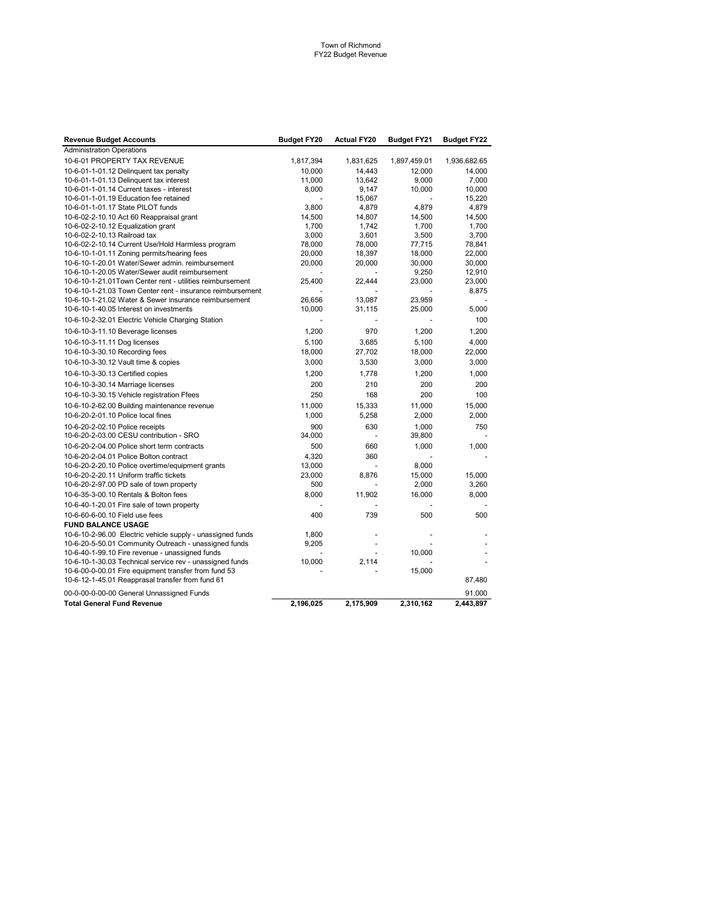Town of Richmond
FY22 Budget Revenue

| Revenue Budget Accounts | Budget FY20 | Actual FY20 | Budget FY21 | Budget FY22 |
|---|---|---|---|---|
| Administration Operations | | | | |
| 10-6-01 PROPERTY TAX REVENUE | 1,817,394 | 1,831,625 | 1,897,459.01 | 1,936,682.65 |
| 10-6-01-1-01.12 Delinquent tax penalty | 10,000 | 14,443 | 12,000 | 14,000 |
| 10-6-01-1-01.13 Delinquent tax interest | 11,000 | 13,642 | 9,000 | 7,000 |
| 10-6-01-1-01.14 Current taxes - interest | 8,000 | 9,147 | 10,000 | 10,000 |
| 10-6-01-1-01.19 Education fee retained | - | 15,067 | - | 15,220 |
| 10-6-01-1-01.17 State PILOT funds | 3,800 | 4,879 | 4,879 | 4,879 |
| 10-6-02-2-10.10 Act 60 Reappraisal grant | 14,500 | 14,807 | 14,500 | 14,500 |
| 10-6-02-2-10.12 Equalization grant | 1,700 | 1,742 | 1,700 | 1,700 |
| 10-6-02-2-10.13 Railroad tax | 3,000 | 3,601 | 3,500 | 3,700 |
| 10-6-02-2-10.14 Current Use/Hold Harmless program | 78,000 | 78,000 | 77,715 | 78,841 |
| 10-6-10-1-01.11 Zoning permits/hearing fees | 20,000 | 18,397 | 18,000 | 22,000 |
| 10-6-10-1-20.01 Water/Sewer admin. reimbursement | 20,000 | 20,000 | 30,000 | 30,000 |
| 10-6-10-1-20.05 Water/Sewer audit reimbursement | - | - | 9,250 | 12,910 |
| 10-6-10-1-21.01Town Center rent - utilities reimbursement | 25,400 | 22,444 | 23,000 | 23,000 |
| 10-6-10-1-21.03 Town Center rent - insurance reimbursement | - | - | - | 8,875 |
| 10-6-10-1-21.02 Water & Sewer insurance reimbursement | 26,656 | 13,087 | 23,959 | - |
| 10-6-10-1-40.05 Interest on investments | 10,000 | 31,115 | 25,000 | 5,000 |
| 10-6-10-2-32.01 Electric Vehicle Charging Station | - | - | - | 100 |
| 10-6-10-3-11.10 Beverage licenses | 1,200 | 970 | 1,200 | 1,200 |
| 10-6-10-3-11.11 Dog licenses | 5,100 | 3,685 | 5,100 | 4,000 |
| 10-6-10-3-30.10 Recording fees | 18,000 | 27,702 | 18,000 | 22,000 |
| 10-6-10-3-30.12 Vault time & copies | 3,000 | 3,530 | 3,000 | 3,000 |
| 10-6-10-3-30.13 Certified copies | 1,200 | 1,778 | 1,200 | 1,000 |
| 10-6-10-3-30.14 Marriage licenses | 200 | 210 | 200 | 200 |
| 10-6-10-3-30.15 Vehicle registration Ffees | 250 | 168 | 200 | 100 |
| 10-6-10-2-62.00 Building maintenance revenue | 11,000 | 15,333 | 11,000 | 15,000 |
| 10-6-20-2-01.10 Police local fines | 1,000 | 5,258 | 2,000 | 2,000 |
| 10-6-20-2-02.10 Police receipts | 900 | 630 | 1,000 | 750 |
| 10-6-20-2-03.00 CESU contribution - SRO | 34,000 | - | 39,800 | - |
| 10-6-20-2-04.00 Police short term contracts | 500 | 660 | 1,000 | 1,000 |
| 10-6-20-2-04.01 Police Bolton contract | 4,320 | 360 | - | - |
| 10-6-20-2-20.10 Police overtime/equipment grants | 13,000 | - | 8,000 | |
| 10-6-20-2-20.11 Uniform traffic tickets | 23,000 | 8,876 | 15,000 | 15,000 |
| 10-6-20-2-97.00 PD sale of town property | 500 | - | 2,000 | 3,260 |
| 10-6-35-3-00.10 Rentals & Bolton fees | 8,000 | 11,902 | 16,000 | 8,000 |
| 10-6-40-1-20.01 Fire sale of town property | - | - | - | - |
| 10-6-60-6-00.10 Field use fees | 400 | 739 | 500 | 500 |
| **FUND BALANCE USAGE** | | | | |
| 10-6-10-2-96.00 Electric vehicle supply - unassigned funds | 1,800 | - | - | - |
| 10-6-20-5-50.01 Community Outreach - unassigned funds | 9,205 | - | - | - |
| 10-6-40-1-99.10 Fire revenue - unassigned funds | - | - | 10,000 | - |
| 10-6-10-1-30.03 Technical service rev - unassigned funds | 10,000 | 2,114 | - | - |
| 10-6-00-0-00.01 Fire equipment transfer from fund 53 | - | - | 15,000 | |
| 10-6-12-1-45.01 Reapprasal transfer from fund 61 | | | | 87,480 |
| 00-0-00-0-00-00 General Unnassigned Funds | | | | 91,000 |
| **Total General Fund Revenue** | **2,196,025** | **2,175,909** | **2,310,162** | **2,443,897** |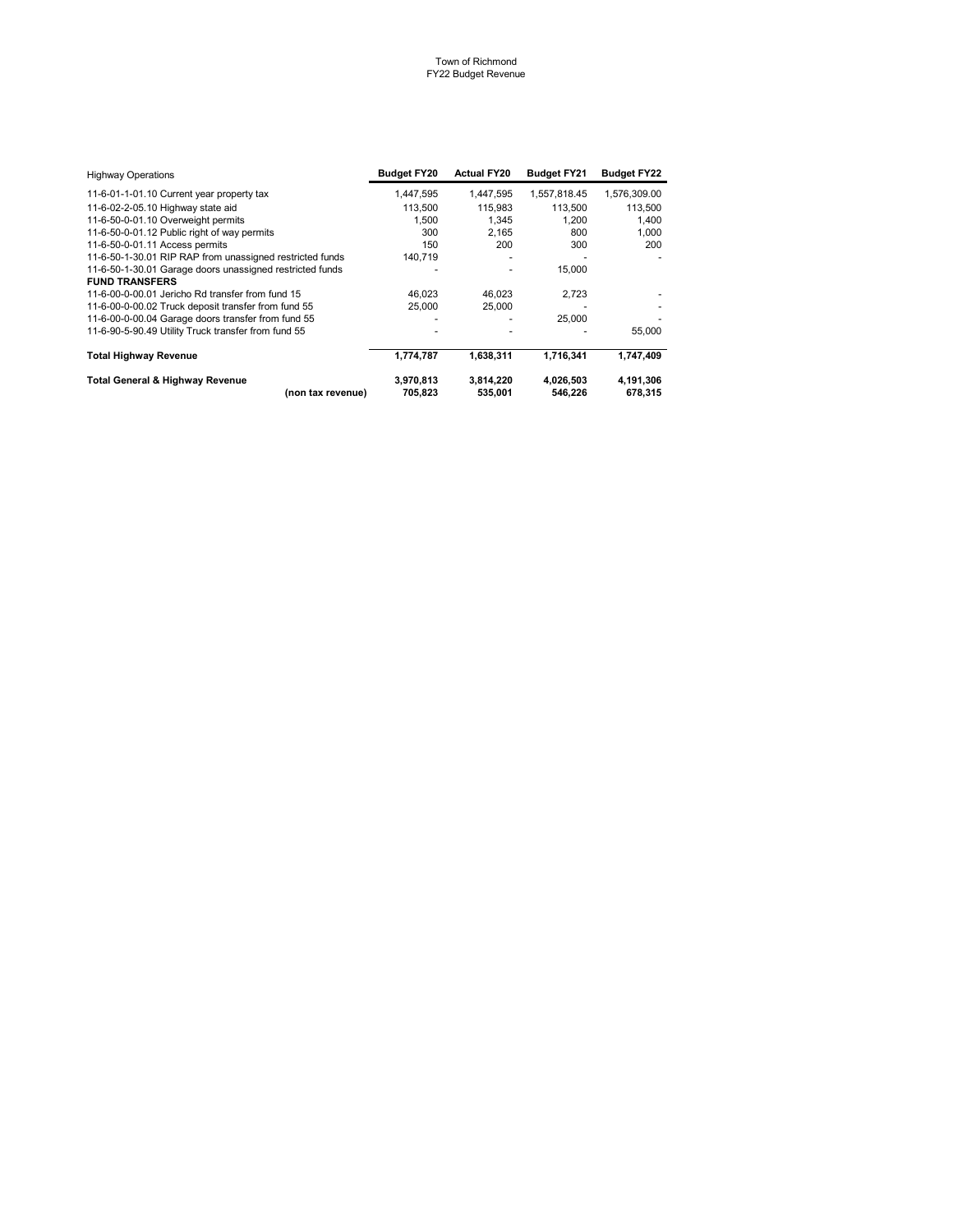Town of Richmond
FY22 Budget Revenue

| Highway Operations | Budget FY20 | Actual FY20 | Budget FY21 | Budget FY22 |
|---|---|---|---|---|
| 11-6-01-1-01.10 Current year property tax | 1,447,595 | 1,447,595 | 1,557,818.45 | 1,576,309.00 |
| 11-6-02-2-05.10 Highway state aid | 113,500 | 115,983 | 113,500 | 113,500 |
| 11-6-50-0-01.10 Overweight permits | 1,500 | 1,345 | 1,200 | 1,400 |
| 11-6-50-0-01.12 Public right of way permits | 300 | 2,165 | 800 | 1,000 |
| 11-6-50-0-01.11 Access permits | 150 | 200 | 300 | 200 |
| 11-6-50-1-30.01 RIP RAP from unassigned restricted funds | 140,719 | - | - | - |
| 11-6-50-1-30.01 Garage doors unassigned restricted funds | - | - | 15,000 | |
| **FUND TRANSFERS** | | | | |
| 11-6-00-0-00.01 Jericho Rd transfer from fund 15 | 46,023 | 46,023 | 2,723 | - |
| 11-6-00-0-00.02 Truck deposit transfer from fund 55 | 25,000 | 25,000 | - | - |
| 11-6-00-0-00.04 Garage doors transfer from fund 55 | - | - | 25,000 | - |
| 11-6-90-5-90.49 Utility Truck transfer from fund 55 | - | - | - | 55,000 |
| **Total Highway Revenue** | **1,774,787** | **1,638,311** | **1,716,341** | **1,747,409** |
| **Total General & Highway Revenue** | **3,970,813** | **3,814,220** | **4,026,503** | **4,191,306** |
| **(non tax revenue)** | **705,823** | **535,001** | **546,226** | **678,315** |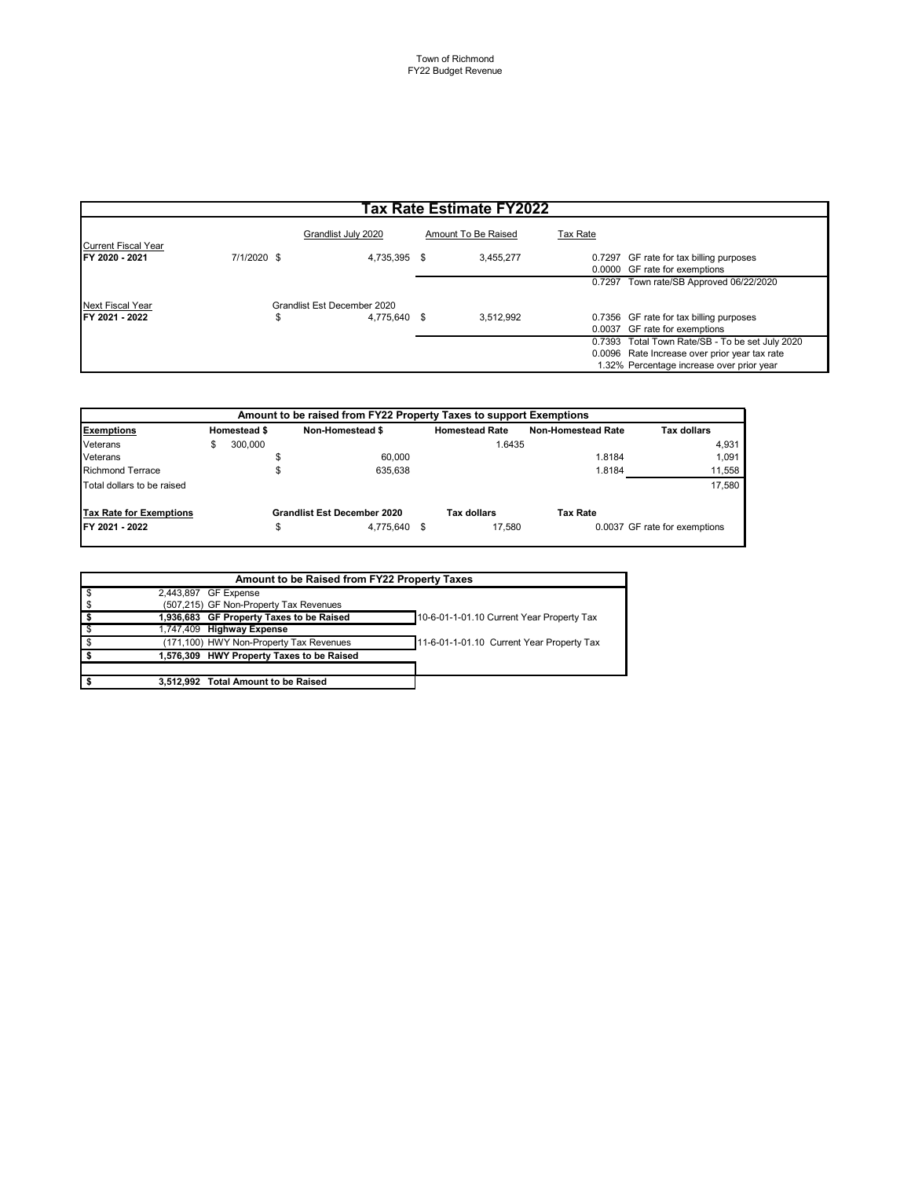Town of Richmond
FY22 Budget Revenue

## Tax Rate Estimate FY2022

| | | Grandlist July 2020 | Amount To Be Raised | Tax Rate | |
|---|---|---|---|---|---|
| Current Fiscal Year | | | | | |
| **FY 2020 - 2021** | 7/1/2020 | $ 4,735,395 | $ 3,455,277 | 0.7297 | GF rate for tax billing purposes |
| | | | | 0.0000 | GF rate for exemptions |
| | | | | 0.7297 | Town rate/SB Approved 06/22/2020 |
| Next Fiscal Year | | Grandlist Est December 2020 | | | |
| **FY 2021 - 2022** | | $ 4,775,640 | $ 3,512,992 | 0.7356 | GF rate for tax billing purposes |
| | | | | 0.0037 | GF rate for exemptions |
| | | | | 0.7393 | Total Town Rate/SB - To be set July 2020 |
| | | | | 0.0096 | Rate Increase over prior year tax rate |
| | | | | 1.32% | Percentage increase over prior year |

## Amount to be raised from FY22 Property Taxes to support Exemptions

| **Exemptions** | **Homestead $** | **Non-Homestead $** | **Homestead Rate** | **Non-Homestead Rate** | **Tax dollars** |
|---|---|---|---|---|---|
| Veterans | $ 300,000 | | 1.6435 | | 4,931 |
| Veterans | | $ 60,000 | | 1.8184 | 1,091 |
| Richmond Terrace | | $ 635,638 | | 1.8184 | 11,558 |
| Total dollars to be raised | | | | | 17,580 |
| **Tax Rate for Exemptions** | | **Grandlist Est December 2020** | **Tax dollars** | **Tax Rate** | |
| **FY 2021 - 2022** | | $ 4,775,640 | $ 17,580 | 0.0037 | GF rate for exemptions |

## Amount to be Raised from FY22 Property Taxes

| | | | |
|---|---|---|---|
| $ | 2,443,897 | GF Expense | |
| $ | (507,215) | GF Non-Property Tax Revenues | |
| **$** | **1,936,683** | **GF Property Taxes to be Raised** | 10-6-01-1-01.10 Current Year Property Tax |
| $ | 1,747,409 | **Highway Expense** | |
| $ | (171,100) | HWY Non-Property Tax Revenues | 11-6-01-1-01.10 Current Year Property Tax |
| **$** | **1,576,309** | **HWY Property Taxes to be Raised** | |
| **$** | **3,512,992** | **Total Amount to be Raised** | |